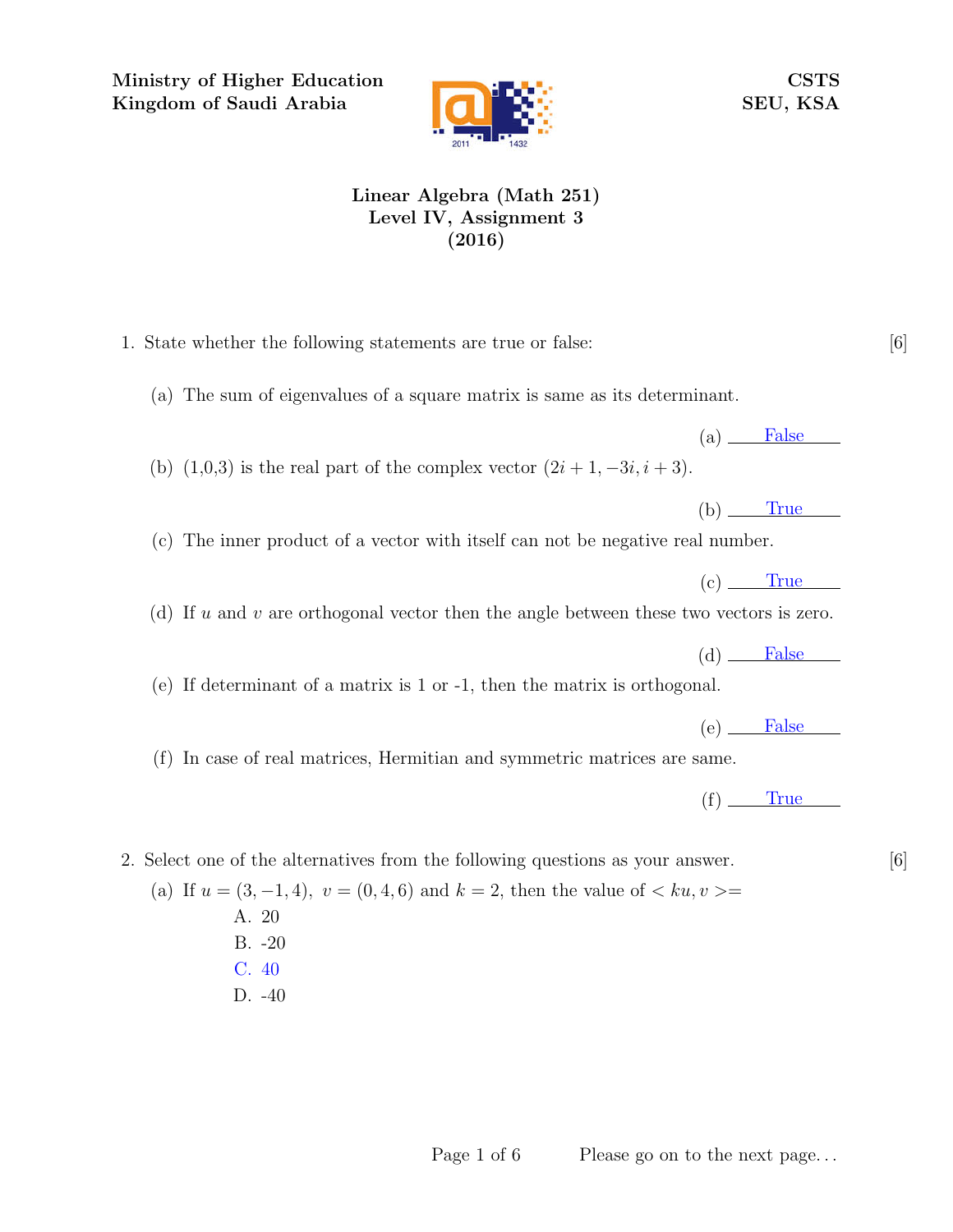**Ministry of Higher Education**
**Kingdom of Saudi Arabia**

**CSTS**
**SEU, KSA**

# Linear Algebra (Math 251)
## Level IV, Assignment 3
## (2016)

1. State whether the following statements are true or false: [6]

   (a) The sum of eigenvalues of a square matrix is same as its determinant.

   (a) False

   (b) (1,0,3) is the real part of the complex vector $(2i+1, -3i, i+3)$.

   (b) True

   (c) The inner product of a vector with itself can not be negative real number.

   (c) True

   (d) If $u$ and $v$ are orthogonal vector then the angle between these two vectors is zero.

   (d) False

   (e) If determinant of a matrix is 1 or -1, then the matrix is orthogonal.

   (e) False

   (f) In case of real matrices, Hermitian and symmetric matrices are same.

   (f) True

2. Select one of the alternatives from the following questions as your answer. [6]

   (a) If $u = (3, -1, 4)$, $v = (0, 4, 6)$ and $k = 2$, then the value of $< ku, v >=$

      A. 20
      B. -20
      C. 40
      D. -40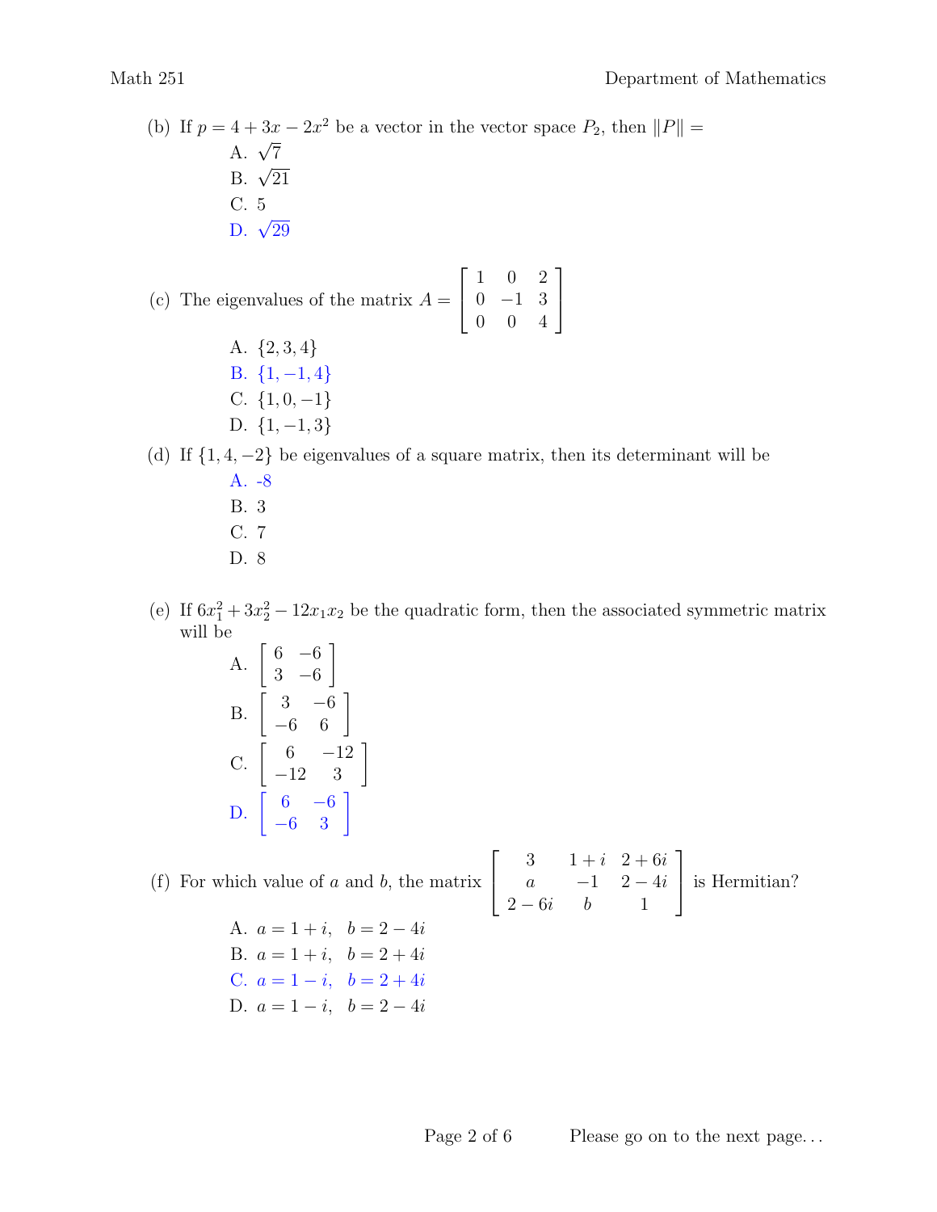(b) If $p = 4 + 3x - 2x^2$ be a vector in the vector space $P_2$, then $\|P\| =$

- A. $\sqrt{7}$
- B. $\sqrt{21}$
- C. 5
- D. $\sqrt{29}$

(c) The eigenvalues of the matrix $A = \begin{bmatrix} 1 & 0 & 2 \\ 0 & -1 & 3 \\ 0 & 0 & 4 \end{bmatrix}$

- A. $\{2, 3, 4\}$
- B. $\{1, -1, 4\}$
- C. $\{1, 0, -1\}$
- D. $\{1, -1, 3\}$

(d) If $\{1, 4, -2\}$ be eigenvalues of a square matrix, then its determinant will be

- A. -8
- B. 3
- C. 7
- D. 8

(e) If $6x_1^2 + 3x_2^2 - 12x_1x_2$ be the quadratic form, then the associated symmetric matrix will be

- A. $\begin{bmatrix} 6 & -6 \\ 3 & -6 \end{bmatrix}$
- B. $\begin{bmatrix} 3 & -6 \\ -6 & 6 \end{bmatrix}$
- C. $\begin{bmatrix} 6 & -12 \\ -12 & 3 \end{bmatrix}$
- D. $\begin{bmatrix} 6 & -6 \\ -6 & 3 \end{bmatrix}$

(f) For which value of $a$ and $b$, the matrix $\begin{bmatrix} 3 & 1+i & 2+6i \\ a & -1 & 2-4i \\ 2-6i & b & 1 \end{bmatrix}$ is Hermitian?

- A. $a = 1 + i, \quad b = 2 - 4i$
- B. $a = 1 + i, \quad b = 2 + 4i$
- C. $a = 1 - i, \quad b = 2 + 4i$
- D. $a = 1 - i, \quad b = 2 - 4i$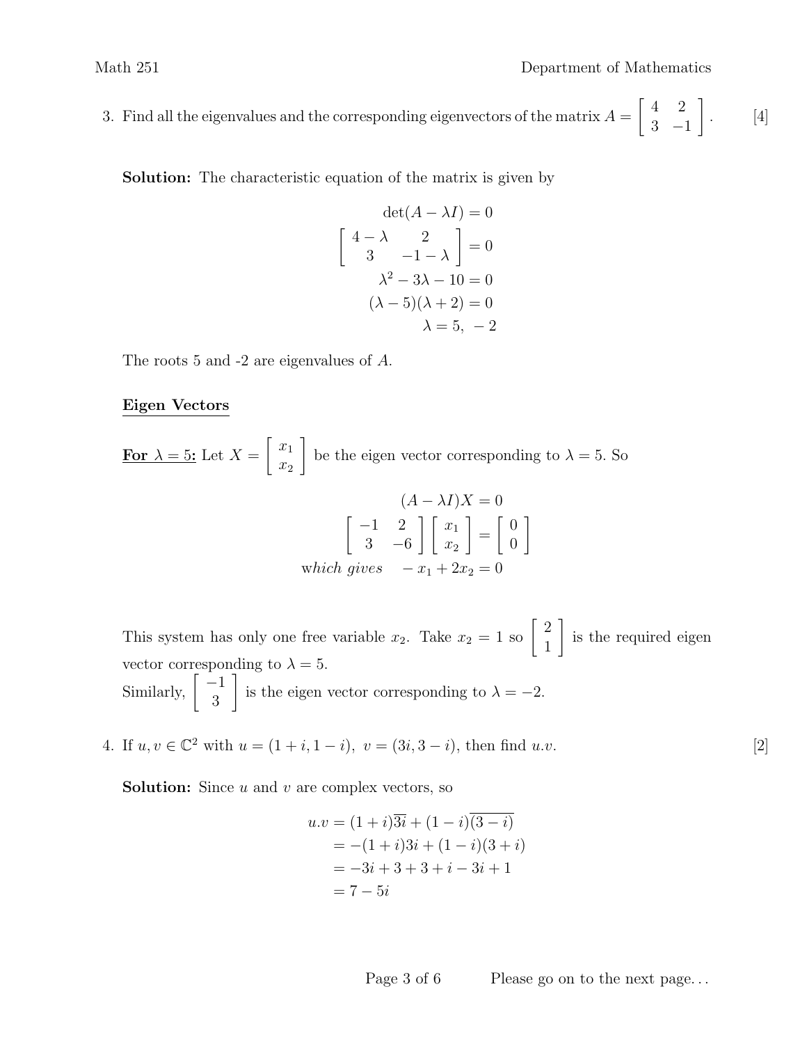3. Find all the eigenvalues and the corresponding eigenvectors of the matrix $A = \begin{bmatrix} 4 & 2 \\ 3 & -1 \end{bmatrix}$. [4]

**Solution:** The characteristic equation of the matrix is given by

$$\begin{aligned}
\det(A - \lambda I) &= 0 \\
\begin{bmatrix} 4-\lambda & 2 \\ 3 & -1-\lambda \end{bmatrix} &= 0 \\
\lambda^2 - 3\lambda - 10 &= 0 \\
(\lambda - 5)(\lambda + 2) &= 0 \\
\lambda &= 5, \ -2
\end{aligned}$$

The roots 5 and -2 are eigenvalues of $A$.

**Eigen Vectors**

**For $\lambda = 5$:** Let $X = \begin{bmatrix} x_1 \\ x_2 \end{bmatrix}$ be the eigen vector corresponding to $\lambda = 5$. So

$$\begin{aligned}
(A - \lambda I)X &= 0 \\
\begin{bmatrix} -1 & 2 \\ 3 & -6 \end{bmatrix} \begin{bmatrix} x_1 \\ x_2 \end{bmatrix} &= \begin{bmatrix} 0 \\ 0 \end{bmatrix} \\
\text{which gives} \quad -x_1 + 2x_2 &= 0
\end{aligned}$$

This system has only one free variable $x_2$. Take $x_2 = 1$ so $\begin{bmatrix} 2 \\ 1 \end{bmatrix}$ is the required eigen vector corresponding to $\lambda = 5$.
Similarly, $\begin{bmatrix} -1 \\ 3 \end{bmatrix}$ is the eigen vector corresponding to $\lambda = -2$.

4. If $u, v \in \mathbb{C}^2$ with $u = (1+i, 1-i), \ v = (3i, 3-i)$, then find $u.v$. [2]

**Solution:** Since $u$ and $v$ are complex vectors, so

$$\begin{aligned}
u.v &= (1+i)\overline{3i} + (1-i)\overline{(3-i)} \\
&= -(1+i)3i + (1-i)(3+i) \\
&= -3i + 3 + 3 + i - 3i + 1 \\
&= 7 - 5i
\end{aligned}$$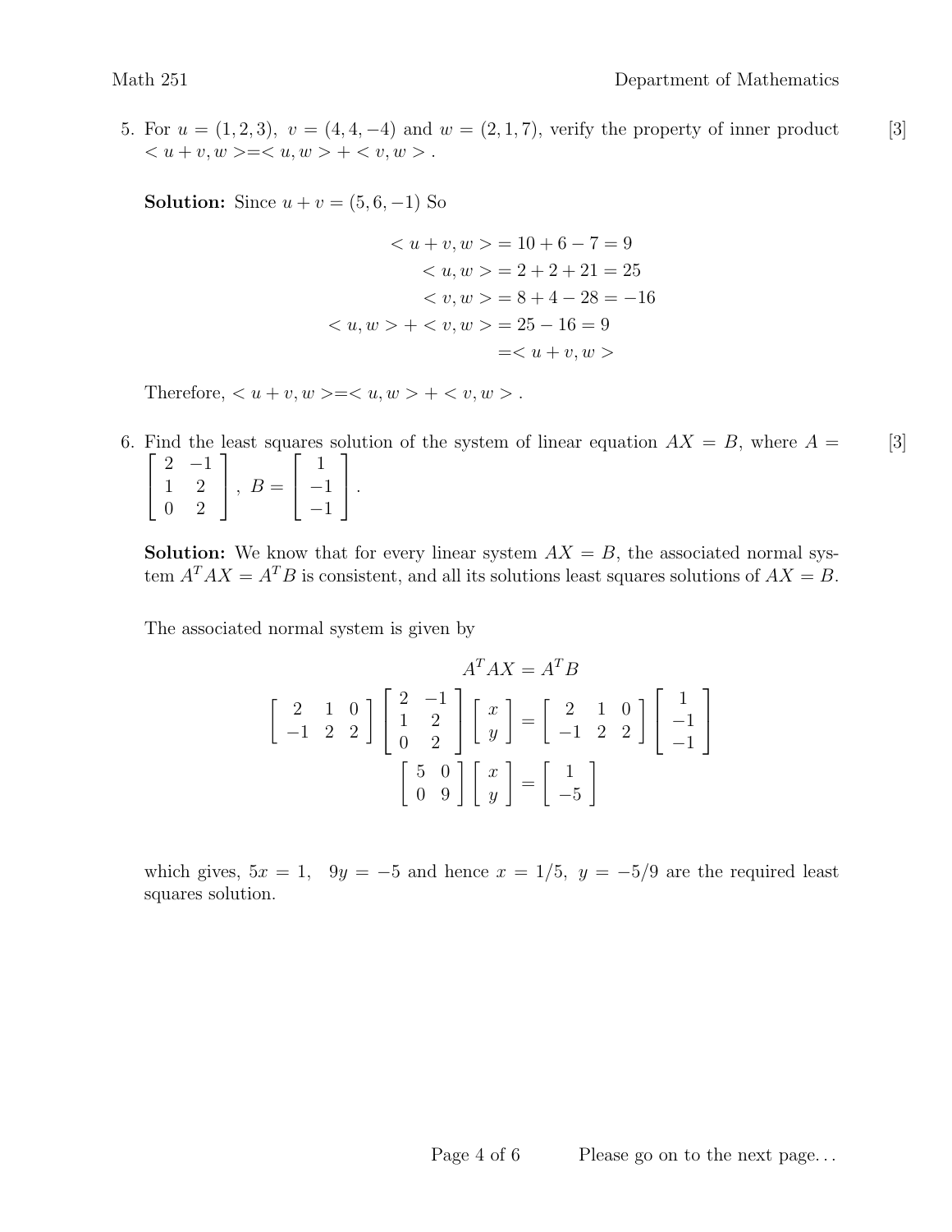5. For $u = (1, 2, 3)$, $v = (4, 4, -4)$ and $w = (2, 1, 7)$, verify the property of inner product $< u + v, w > = < u, w > + < v, w >$. [3]

**Solution:** Since $u + v = (5, 6, -1)$ So

$$
\begin{aligned}
< u + v, w > &= 10 + 6 - 7 = 9 \\
< u, w > &= 2 + 2 + 21 = 25 \\
< v, w > &= 8 + 4 - 28 = -16 \\
< u, w > + < v, w > &= 25 - 16 = 9 \\
&= < u + v, w >
\end{aligned}
$$

Therefore, $< u + v, w > = < u, w > + < v, w >$.

6. Find the least squares solution of the system of linear equation $AX = B$, where $A = \begin{bmatrix} 2 & -1 \\ 1 & 2 \\ 0 & 2 \end{bmatrix}$, $B = \begin{bmatrix} 1 \\ -1 \\ -1 \end{bmatrix}$. [3]

**Solution:** We know that for every linear system $AX = B$, the associated normal system $A^T AX = A^T B$ is consistent, and all its solutions least squares solutions of $AX = B$.

The associated normal system is given by

$$
A^T AX = A^T B
$$

$$
\begin{bmatrix} 2 & 1 & 0 \\ -1 & 2 & 2 \end{bmatrix} \begin{bmatrix} 2 & -1 \\ 1 & 2 \\ 0 & 2 \end{bmatrix} \begin{bmatrix} x \\ y \end{bmatrix} = \begin{bmatrix} 2 & 1 & 0 \\ -1 & 2 & 2 \end{bmatrix} \begin{bmatrix} 1 \\ -1 \\ -1 \end{bmatrix}
$$

$$
\begin{bmatrix} 5 & 0 \\ 0 & 9 \end{bmatrix} \begin{bmatrix} x \\ y \end{bmatrix} = \begin{bmatrix} 1 \\ -5 \end{bmatrix}
$$

which gives, $5x = 1$, $9y = -5$ and hence $x = 1/5$, $y = -5/9$ are the required least squares solution.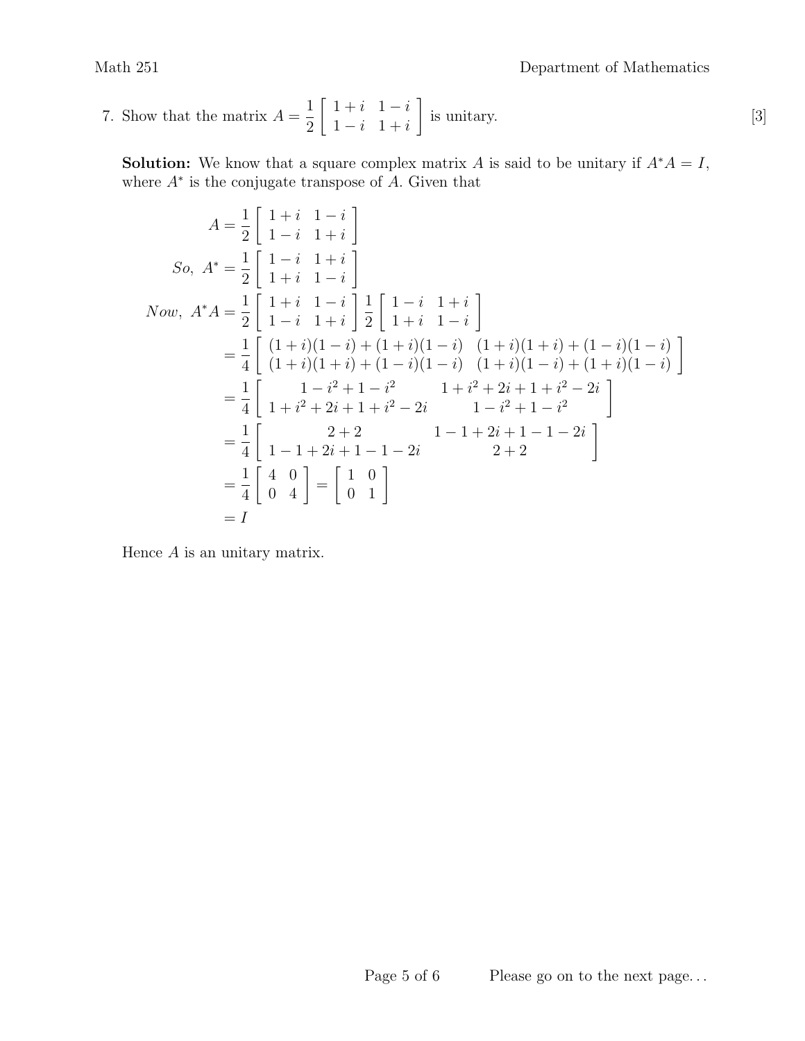7. Show that the matrix $A = \frac{1}{2}\begin{bmatrix} 1+i & 1-i \\ 1-i & 1+i \end{bmatrix}$ is unitary. [3]

**Solution:** We know that a square complex matrix $A$ is said to be unitary if $A^*A = I$, where $A^*$ is the conjugate transpose of $A$. Given that

$$
\begin{aligned}
A &= \frac{1}{2}\begin{bmatrix} 1+i & 1-i \\ 1-i & 1+i \end{bmatrix} \\
So,\ A^* &= \frac{1}{2}\begin{bmatrix} 1-i & 1+i \\ 1+i & 1-i \end{bmatrix} \\
Now,\ A^*A &= \frac{1}{2}\begin{bmatrix} 1+i & 1-i \\ 1-i & 1+i \end{bmatrix} \frac{1}{2}\begin{bmatrix} 1-i & 1+i \\ 1+i & 1-i \end{bmatrix} \\
&= \frac{1}{4}\begin{bmatrix} (1+i)(1-i)+(1+i)(1-i) & (1+i)(1+i)+(1-i)(1-i) \\ (1+i)(1+i)+(1-i)(1-i) & (1+i)(1-i)+(1+i)(1-i) \end{bmatrix} \\
&= \frac{1}{4}\begin{bmatrix} 1-i^2+1-i^2 & 1+i^2+2i+1+i^2-2i \\ 1+i^2+2i+1+i^2-2i & 1-i^2+1-i^2 \end{bmatrix} \\
&= \frac{1}{4}\begin{bmatrix} 2+2 & 1-1+2i+1-1-2i \\ 1-1+2i+1-1-2i & 2+2 \end{bmatrix} \\
&= \frac{1}{4}\begin{bmatrix} 4 & 0 \\ 0 & 4 \end{bmatrix} = \begin{bmatrix} 1 & 0 \\ 0 & 1 \end{bmatrix} \\
&= I
\end{aligned}
$$

Hence $A$ is an unitary matrix.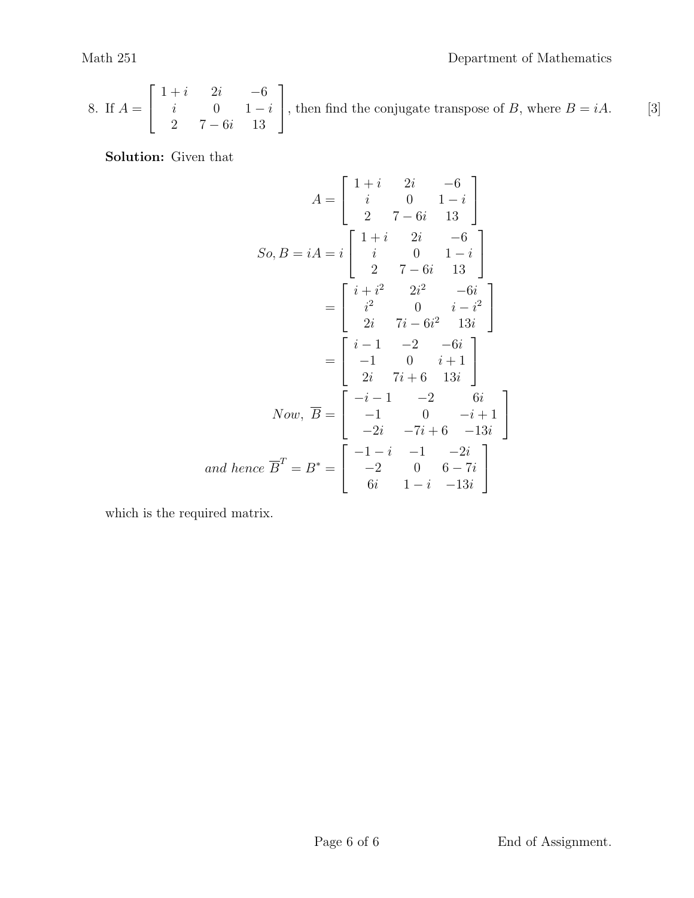8. If $A = \begin{bmatrix} 1+i & 2i & -6 \\ i & 0 & 1-i \\ 2 & 7-6i & 13 \end{bmatrix}$, then find the conjugate transpose of $B$, where $B = iA$. [3]

**Solution:** Given that

$$A = \begin{bmatrix} 1+i & 2i & -6 \\ i & 0 & 1-i \\ 2 & 7-6i & 13 \end{bmatrix}$$

$$So, B = iA = i\begin{bmatrix} 1+i & 2i & -6 \\ i & 0 & 1-i \\ 2 & 7-6i & 13 \end{bmatrix}$$

$$= \begin{bmatrix} i+i^2 & 2i^2 & -6i \\ i^2 & 0 & i-i^2 \\ 2i & 7i-6i^2 & 13i \end{bmatrix}$$

$$= \begin{bmatrix} i-1 & -2 & -6i \\ -1 & 0 & i+1 \\ 2i & 7i+6 & 13i \end{bmatrix}$$

$$Now, \ \overline{B} = \begin{bmatrix} -i-1 & -2 & 6i \\ -1 & 0 & -i+1 \\ -2i & -7i+6 & -13i \end{bmatrix}$$

$$and \ hence \ \overline{B}^T = B^* = \begin{bmatrix} -1-i & -1 & -2i \\ -2 & 0 & 6-7i \\ 6i & 1-i & -13i \end{bmatrix}$$

which is the required matrix.